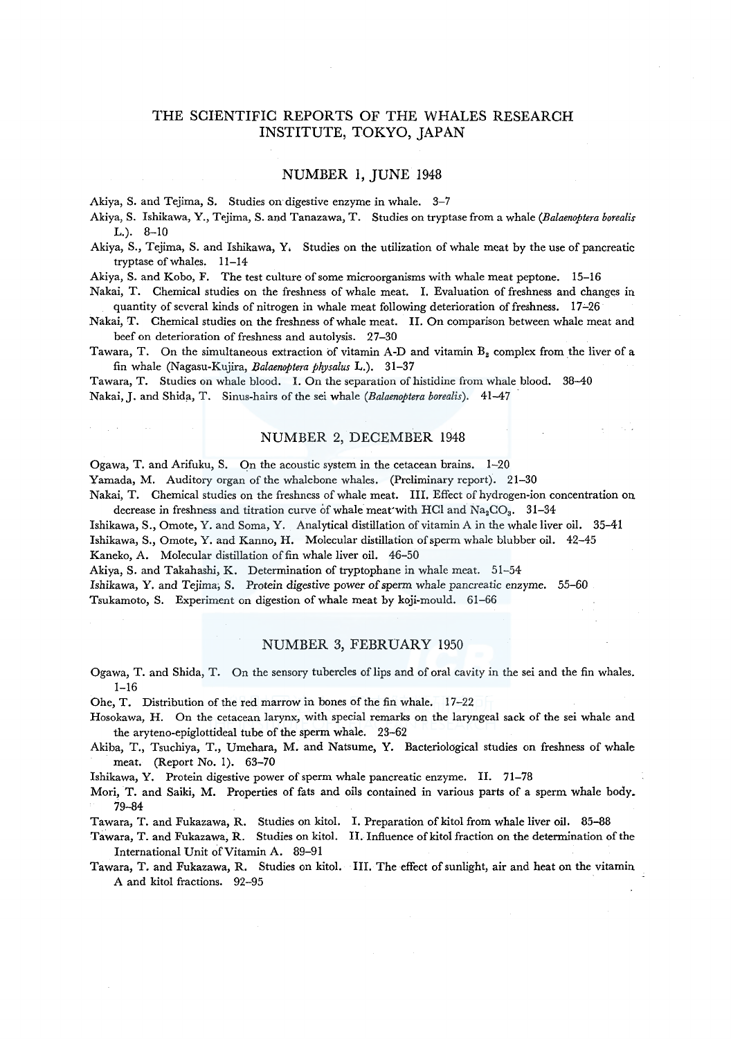# THE SCIENTIFIC REPORTS OF THE WHALES RESEARCH INSTITUTE, TOKYO, JAPAN

## NUMBER 1, JUNE 1948

Akiya, S. and Tejima, S. Studies on digestive enzyme in whale. 3–7

Akiya, S. Ishikawa, Y., Tejima, S. and Tanazawa, T. Studies on tryptase from a whale (*Balaenoptera borealis* L.). 8–10

Akiya, S., Tejima, S. and Ishikawa, Y. Studies on the utilization of whale meat by the use of pancreatic tryptase of whales. 11–14

Akiya, S. and Kobo, F. The test culture of some microorganisms with whale meat peptone. 15–16

Nakai, T. Chemical studies on the freshness of whale meat. I. Evaluation of freshness and changes in quantity of several kinds of nitrogen in whale meat following deterioration of freshness. 17–26

Nakai, T. Chemical studies on the freshness of whale meat. II. On comparison between whale meat and beef on deterioration of freshness and autolysis. 27–30

Tawara, T. On the simultaneous extraction of vitamin A-D and vitamin $B_2$ complex from the liver of a fin whale (Nagasu-Kujira, *Balaenoptera physalus* L.). 31–37

Tawara, T. Studies on whale blood. I. On the separation of histidine from whale blood. 38–40

Nakai, J. and Shida, T. Sinus-hairs of the sei whale (*Balaenoptera borealis*). 41–47

## NUMBER 2, DECEMBER 1948

Ogawa, T. and Arifuku, S. On the acoustic system in the cetacean brains. 1–20

Yamada, M. Auditory organ of the whalebone whales. (Preliminary report). 21–30

Nakai, T. Chemical studies on the freshness of whale meat. III. Effect of hydrogen-ion concentration on decrease in freshness and titration curve of whale meat with HCl and $Na_2CO_3$. 31–34

Ishikawa, S., Omote, Y. and Soma, Y. Analytical distillation of vitamin A in the whale liver oil. 35–41

Ishikawa, S., Omote, Y. and Kanno, H. Molecular distillation of sperm whale blubber oil. 42–45

Kaneko, A. Molecular distillation of fin whale liver oil. 46–50

Akiya, S. and Takahashi, K. Determination of tryptophane in whale meat. 51–54

Ishikawa, Y. and Tejima, S. Protein digestive power of sperm whale pancreatic enzyme. 55–60

Tsukamoto, S. Experiment on digestion of whale meat by koji-mould. 61–66

## NUMBER 3, FEBRUARY 1950

Ogawa, T. and Shida, T. On the sensory tubercles of lips and of oral cavity in the sei and the fin whales. 1–16

Ohe, T. Distribution of the red marrow in bones of the fin whale. 17–22

Hosokawa, H. On the cetacean larynx, with special remarks on the laryngeal sack of the sei whale and the aryteno-epiglottideal tube of the sperm whale. 23–62

Akiba, T., Tsuchiya, T., Umehara, M. and Natsume, Y. Bacteriological studies on freshness of whale meat. (Report No. 1). 63–70

Ishikawa, Y. Protein digestive power of sperm whale pancreatic enzyme. II. 71–78

Mori, T. and Saiki, M. Properties of fats and oils contained in various parts of a sperm whale body. 79–84

Tawara, T. and Fukazawa, R. Studies on kitol. I. Preparation of kitol from whale liver oil. 85–88

Tawara, T. and Fukazawa, R. Studies on kitol. II. Influence of kitol fraction on the determination of the International Unit of Vitamin A. 89–91

Tawara, T. and Fukazawa, R. Studies on kitol. III. The effect of sunlight, air and heat on the vitamin A and kitol fractions. 92–95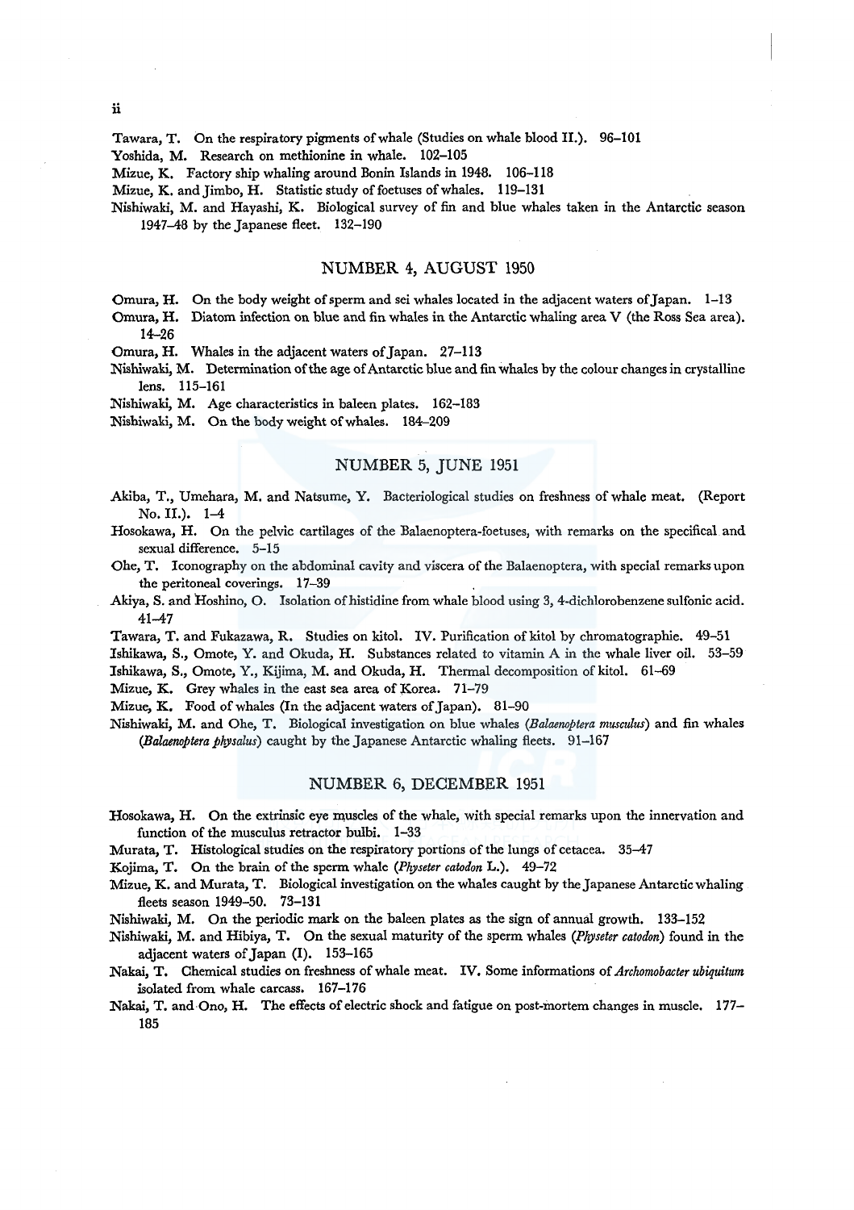Tawara, T. On the respiratory pigments of whale (Studies on whale blood II.). 96–101

Yoshida, M. Research on methionine in whale. 102–105

Mizue, K. Factory ship whaling around Bonin Islands in 1948. 106–118

Mizue, K. and Jimbo, H. Statistic study of foetuses of whales. 119–131

Nishiwaki, M. and Hayashi, K. Biological survey of fin and blue whales taken in the Antarctic season 1947–48 by the Japanese fleet. 132–190

## NUMBER 4, AUGUST 1950

Omura, H. On the body weight of sperm and sei whales located in the adjacent waters of Japan. 1–13

Omura, H. Diatom infection on blue and fin whales in the Antarctic whaling area V (the Ross Sea area). 14–26

Omura, H. Whales in the adjacent waters of Japan. 27–113

Nishiwaki, M. Determination of the age of Antarctic blue and fin whales by the colour changes in crystalline lens. 115–161

Nishiwaki, M. Age characteristics in baleen plates. 162–183

Nishiwaki, M. On the body weight of whales. 184–209

## NUMBER 5, JUNE 1951

Akiba, T., Umehara, M. and Natsume, Y. Bacteriological studies on freshness of whale meat. (Report No. II.). 1–4

Hosokawa, H. On the pelvic cartilages of the Balaenoptera-foetuses, with remarks on the specifical and sexual difference. 5–15

Ohe, T. Iconography on the abdominal cavity and viscera of the Balaenoptera, with special remarks upon the peritoneal coverings. 17–39

Akiya, S. and Hoshino, O. Isolation of histidine from whale blood using 3, 4-dichlorobenzene sulfonic acid. 41–47

Tawara, T. and Fukazawa, R. Studies on kitol. IV. Purification of kitol by chromatographie. 49–51

Ishikawa, S., Omote, Y. and Okuda, H. Substances related to vitamin A in the whale liver oil. 53–59

Ishikawa, S., Omote, Y., Kijima, M. and Okuda, H. Thermal decomposition of kitol. 61–69

Mizue, K. Grey whales in the east sea area of Korea. 71–79

Mizue, K. Food of whales (In the adjacent waters of Japan). 81–90

Nishiwaki, M. and Ohe, T. Biological investigation on blue whales (*Balaenoptera musculus*) and fin whales (*Balaenoptera physalus*) caught by the Japanese Antarctic whaling fleets. 91–167

## NUMBER 6, DECEMBER 1951

Hosokawa, H. On the extrinsic eye muscles of the whale, with special remarks upon the innervation and function of the musculus retractor bulbi. 1–33

Murata, T. Histological studies on the respiratory portions of the lungs of cetacea. 35–47

Kojima, T. On the brain of the sperm whale (*Physeter catodon* L.). 49–72

Mizue, K. and Murata, T. Biological investigation on the whales caught by the Japanese Antarctic whaling fleets season 1949–50. 73–131

Nishiwaki, M. On the periodic mark on the baleen plates as the sign of annual growth. 133–152

Nishiwaki, M. and Hibiya, T. On the sexual maturity of the sperm whales (*Physeter catodon*) found in the adjacent waters of Japan (I). 153–165

Nakai, T. Chemical studies on freshness of whale meat. IV. Some informations of *Archomobacter ubiquitum* isolated from whale carcass. 167–176

Nakai, T. and Ono, H. The effects of electric shock and fatigue on post-mortem changes in muscle. 177–185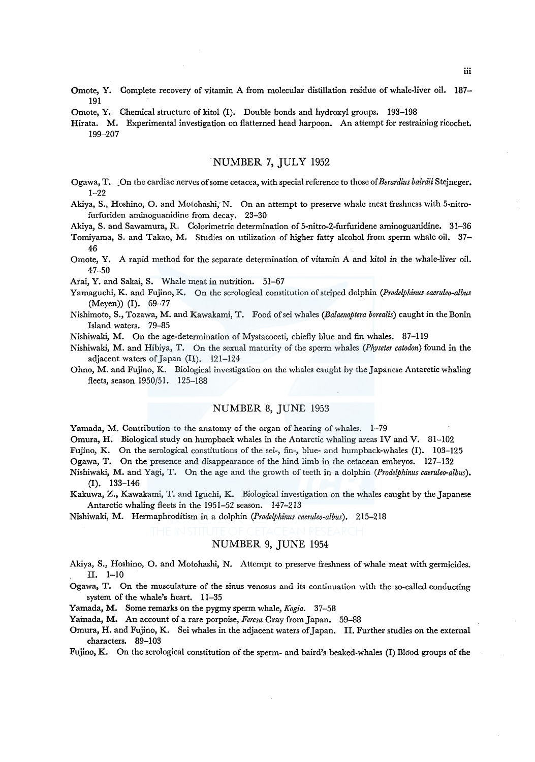Omote, Y. Complete recovery of vitamin A from molecular distillation residue of whale-liver oil. 187–191

Omote, Y. Chemical structure of kitol (I). Double bonds and hydroxyl groups. 193–198

Hirata. M. Experimental investigation on flatterned head harpoon. An attempt for restraining ricochet. 199–207

## NUMBER 7, JULY 1952

Ogawa, T. On the cardiac nerves of some cetacea, with special reference to those of *Berardius bairdii* Stejneger. 1–22

Akiya, S., Hoshino, O. and Motohashi, N. On an attempt to preserve whale meat freshness with 5-nitro-furfuriden aminoguanidine from decay. 23–30

Akiya, S. and Sawamura, R. Colorimetric determination of 5-nitro-2-furfuridene aminoguanidine. 31–36

Tomiyama, S. and Takao, M. Studies on utilization of higher fatty alcohol from sperm whale oil. 37–46

Omote, Y. A rapid method for the separate determination of vitamin A and kitol in the whale-liver oil. 47–50

Arai, Y. and Sakai, S. Whale meat in nutrition. 51–67

Yamaguchi, K. and Fujino, K. On the serological constitution of striped dolphin (*Prodelphinus caeruleo-albus* (Meyen)) (I). 69–77

Nishimoto, S., Tozawa, M. and Kawakami, T. Food of sei whales (*Balaenoptera borealis*) caught in the Bonin Island waters. 79–85

Nishiwaki, M. On the age-determination of Mystacoceti, chiefly blue and fin whales. 87–119

Nishiwaki, M. and Hibiya, T. On the sexual maturity of the sperm whales (*Physeter catodon*) found in the adjacent waters of Japan (II). 121–124

Ohno, M. and Fujino, K. Biological investigation on the whales caught by the Japanese Antarctic whaling fleets, season 1950/51. 125–188

## NUMBER 8, JUNE 1953

Yamada, M. Contribution to the anatomy of the organ of hearing of whales. 1–79

Omura, H. Biological study on humpback whales in the Antarctic whaling areas IV and V. 81–102

Fujino, K. On the serological constitutions of the sei-, fin-, blue- and humpback-whales (I). 103–125

Ogawa, T. On the presence and disappearance of the hind limb in the cetacean embryos. 127–132

Nishiwaki, M. and Yagi, T. On the age and the growth of teeth in a dolphin (*Prodelphinus caeruleo-albus*). (I). 133–146

Kakuwa, Z., Kawakami, T. and Iguchi, K. Biological investigation on the whales caught by the Japanese Antarctic whaling fleets in the 1951–52 season. 147–213

Nishiwaki, M. Hermaphroditism in a dolphin (*Prodelphinus caeruleo-albus*). 215–218

## NUMBER 9, JUNE 1954

Akiya, S., Hoshino, O. and Motohashi, N. Attempt to preserve freshness of whale meat with germicides. II. 1–10

Ogawa, T. On the musculature of the sinus venosus and its continuation with the so-called conducting system of the whale's heart. 11–35

Yamada, M. Some remarks on the pygmy sperm whale, *Kogia*. 37–58

Yamada, M. An account of a rare porpoise, *Feresa* Gray from Japan. 59–88

Omura, H. and Fujino, K. Sei whales in the adjacent waters of Japan. II. Further studies on the external characters. 89–103

Fujino, K. On the serological constitution of the sperm- and baird's beaked-whales (I) Blood groups of the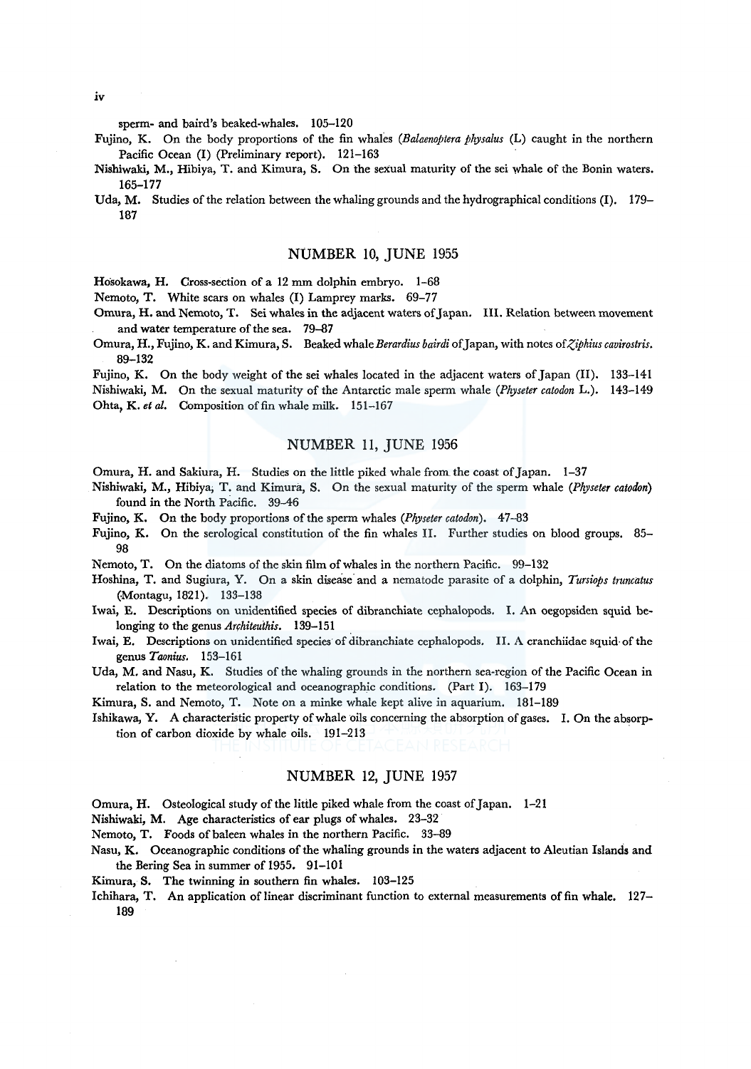sperm- and baird's beaked-whales. 105–120

Fujino, K. On the body proportions of the fin whales (*Balaenoptera physalus* (L) caught in the northern Pacific Ocean (I) (Preliminary report). 121–163

Nishiwaki, M., Hibiya, T. and Kimura, S. On the sexual maturity of the sei whale of the Bonin waters. 165–177

Uda, M. Studies of the relation between the whaling grounds and the hydrographical conditions (I). 179–187

## NUMBER 10, JUNE 1955

Hosokawa, H. Cross-section of a 12 mm dolphin embryo. 1–68

Nemoto, T. White scars on whales (I) Lamprey marks. 69–77

Omura, H. and Nemoto, T. Sei whales in the adjacent waters of Japan. III. Relation between movement and water temperature of the sea. 79–87

Omura, H., Fujino, K. and Kimura, S. Beaked whale *Berardius bairdi* of Japan, with notes of *Ziphius cavirostris*. 89–132

Fujino, K. On the body weight of the sei whales located in the adjacent waters of Japan (II). 133–141

Nishiwaki, M. On the sexual maturity of the Antarctic male sperm whale (*Physeter catodon* L.). 143–149

Ohta, K. *et al.* Composition of fin whale milk. 151–167

## NUMBER 11, JUNE 1956

Omura, H. and Sakiura, H. Studies on the little piked whale from the coast of Japan. 1–37

Nishiwaki, M., Hibiya, T. and Kimura, S. On the sexual maturity of the sperm whale (*Physeter catodon*) found in the North Pacific. 39–46

Fujino, K. On the body proportions of the sperm whales (*Physeter catodon*). 47–83

Fujino, K. On the serological constitution of the fin whales II. Further studies on blood groups. 85–98

Nemoto, T. On the diatoms of the skin film of whales in the northern Pacific. 99–132

Hoshina, T. and Sugiura, Y. On a skin disease and a nematode parasite of a dolphin, *Tursiops truncatus* (Montagu, 1821). 133–138

Iwai, E. Descriptions on unidentified species of dibranchiate cephalopods. I. An oegopsiden squid belonging to the genus *Architeuthis*. 139–151

Iwai, E. Descriptions on unidentified species of dibranchiate cephalopods. II. A cranchiidae squid of the genus *Taonius*. 153–161

Uda, M. and Nasu, K. Studies of the whaling grounds in the northern sea-region of the Pacific Ocean in relation to the meteorological and oceanographic conditions. (Part I). 163–179

Kimura, S. and Nemoto, T. Note on a minke whale kept alive in aquarium. 181–189

Ishikawa, Y. A characteristic property of whale oils concerning the absorption of gases. I. On the absorption of carbon dioxide by whale oils. 191–213

## NUMBER 12, JUNE 1957

Omura, H. Osteological study of the little piked whale from the coast of Japan. 1–21

Nishiwaki, M. Age characteristics of ear plugs of whales. 23–32

Nemoto, T. Foods of baleen whales in the northern Pacific. 33–89

Nasu, K. Oceanographic conditions of the whaling grounds in the waters adjacent to Aleutian Islands and the Bering Sea in summer of 1955. 91–101

Kimura, S. The twinning in southern fin whales. 103–125

Ichihara, T. An application of linear discriminant function to external measurements of fin whale. 127–189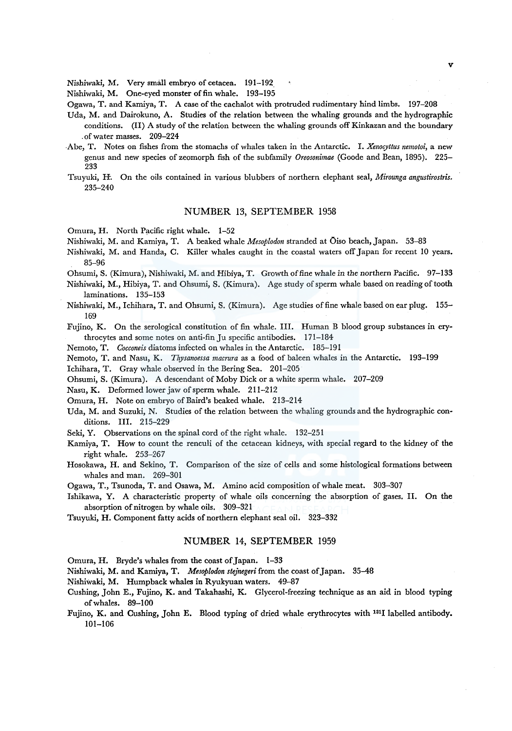Nishiwaki, M. Very small embryo of cetacea. 191–192

Nishiwaki, M. One-eyed monster of fin whale. 193–195

Ogawa, T. and Kamiya, T. A case of the cachalot with protruded rudimentary hind limbs. 197–208

Uda, M. and Dairokuno, A. Studies of the relation between the whaling grounds and the hydrographic conditions. (II) A study of the relation between the whaling grounds off Kinkazan and the boundary of water masses. 209–224

Abe, T. Notes on fishes from the stomachs of whales taken in the Antarctic. I. *Xenocyttus nemotoi*, a new genus and new species of zeomorph fish of the subfamily *Oreosonimae* (Goode and Bean, 1895). 225–233

Tsuyuki, H. On the oils contained in various blubbers of northern elephant seal, *Mirounga angustirostris*. 235–240

## NUMBER 13, SEPTEMBER 1958

Omura, H. North Pacific right whale. 1–52

Nishiwaki, M. and Kamiya, T. A beaked whale *Mesoplodon* stranded at Ōiso beach, Japan. 53–83

Nishiwaki, M. and Handa, C. Killer whales caught in the coastal waters off Japan for recent 10 years. 85–96

Ohsumi, S. (Kimura), Nishiwaki, M. and Hibiya, T. Growth of fine whale in the northern Pacific. 97–133

Nishiwaki, M., Hibiya, T. and Ohsumi, S. (Kimura). Age study of sperm whale based on reading of tooth laminations. 135–153

Nishiwaki, M., Ichihara, T. and Ohsumi, S. (Kimura). Age studies of fine whale based on ear plug. 155–169

Fujino, K. On the serological constitution of fin whale. III. Human B blood group substances in erythrocytes and some notes on anti-fin Ju specific antibodies. 171–184

Nemoto, T. *Cocconeis* diatoms infected on whales in the Antarctic. 185–191

Nemoto, T. and Nasu, K. *Thysanoessa macrura* as a food of baleen whales in the Antarctic. 193–199

Ichihara, T. Gray whale observed in the Bering Sea. 201–205

Ohsumi, S. (Kimura). A descendant of Moby Dick or a white sperm whale. 207–209

Nasu, K. Deformed lower jaw of sperm whale. 211–212

Omura, H. Note on embryo of Baird's beaked whale. 213–214

Uda, M. and Suzuki, N. Studies of the relation between the whaling grounds and the hydrographic conditions. III. 215–229

Seki, Y. Observations on the spinal cord of the right whale. 132–251

Kamiya, T. How to count the renculi of the cetacean kidneys, with special regard to the kidney of the right whale. 253–267

Hosokawa, H. and Sekino, T. Comparison of the size of cells and some histological formations between whales and man. 269–301

Ogawa, T., Tsunoda, T. and Osawa, M. Amino acid composition of whale meat. 303–307

Ishikawa, Y. A characteristic property of whale oils concerning the absorption of gases. II. On the absorption of nitrogen by whale oils. 309–321

Tsuyuki, H. Component fatty acids of northern elephant seal oil. 323–332

## NUMBER 14, SEPTEMBER 1959

Omura, H. Bryde's whales from the coast of Japan. 1–33

Nishiwaki, M. and Kamiya, T. *Mesoplodon stejnegeri* from the coast of Japan. 35–48

Nishiwaki, M. Humpback whales in Ryukyuan waters. 49–87

Cushing, John E., Fujino, K. and Takahashi, K. Glycerol-freezing technique as an aid in blood typing of whales. 89–100

Fujino, K. and Cushing, John E. Blood typing of dried whale erythrocytes with $^{131}I$ labelled antibody. 101–106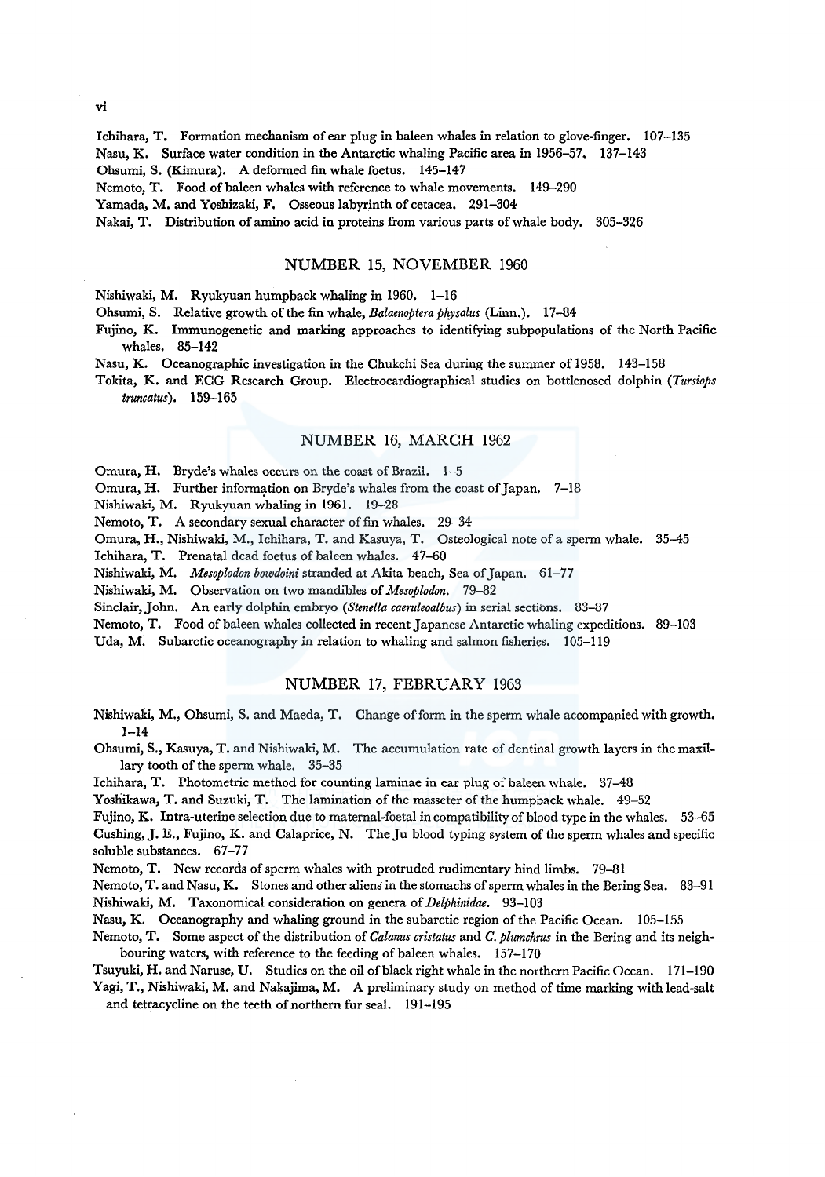Ichihara, T. Formation mechanism of ear plug in baleen whales in relation to glove-finger. 107–135

Nasu, K. Surface water condition in the Antarctic whaling Pacific area in 1956–57. 137–143

Ohsumi, S. (Kimura). A deformed fin whale foetus. 145–147

Nemoto, T. Food of baleen whales with reference to whale movements. 149–290

Yamada, M. and Yoshizaki, F. Osseous labyrinth of cetacea. 291–304

Nakai, T. Distribution of amino acid in proteins from various parts of whale body. 305–326

## NUMBER 15, NOVEMBER 1960

Nishiwaki, M. Ryukyuan humpback whaling in 1960. 1–16

Ohsumi, S. Relative growth of the fin whale, *Balaenoptera physalus* (Linn.). 17–84

Fujino, K. Immunogenetic and marking approaches to identifying subpopulations of the North Pacific whales. 85–142

Nasu, K. Oceanographic investigation in the Chukchi Sea during the summer of 1958. 143–158

Tokita, K. and ECG Research Group. Electrocardiographical studies on bottlenosed dolphin (*Tursiops truncatus*). 159–165

## NUMBER 16, MARCH 1962

Omura, H. Bryde's whales occurs on the coast of Brazil. 1–5

Omura, H. Further information on Bryde's whales from the coast of Japan. 7–18

Nishiwaki, M. Ryukyuan whaling in 1961. 19–28

Nemoto, T. A secondary sexual character of fin whales. 29–34

Omura, H., Nishiwaki, M., Ichihara, T. and Kasuya, T. Osteological note of a sperm whale. 35–45

Ichihara, T. Prenatal dead foetus of baleen whales. 47–60

Nishiwaki, M. *Mesoplodon bowdoini* stranded at Akita beach, Sea of Japan. 61–77

Nishiwaki, M. Observation on two mandibles of *Mesoplodon*. 79–82

Sinclair, John. An early dolphin embryo (*Stenella caeruleoalbus*) in serial sections. 83–87

Nemoto, T. Food of baleen whales collected in recent Japanese Antarctic whaling expeditions. 89–103

Uda, M. Subarctic oceanography in relation to whaling and salmon fisheries. 105–119

## NUMBER 17, FEBRUARY 1963

Nishiwaki, M., Ohsumi, S. and Maeda, T. Change of form in the sperm whale accompanied with growth. 1–14

Ohsumi, S., Kasuya, T. and Nishiwaki, M. The accumulation rate of dentinal growth layers in the maxillary tooth of the sperm whale. 35–35

Ichihara, T. Photometric method for counting laminae in ear plug of baleen whale. 37–48

Yoshikawa, T. and Suzuki, T. The lamination of the masseter of the humpback whale. 49–52

Fujino, K. Intra-uterine selection due to maternal-foetal in compatibility of blood type in the whales. 53–65

Cushing, J. E., Fujino, K. and Calaprice, N. The Ju blood typing system of the sperm whales and specific soluble substances. 67–77

Nemoto, T. New records of sperm whales with protruded rudimentary hind limbs. 79–81

Nemoto, T. and Nasu, K. Stones and other aliens in the stomachs of sperm whales in the Bering Sea. 83–91

Nishiwaki, M. Taxonomical consideration on genera of *Delphinidae*. 93–103

Nasu, K. Oceanography and whaling ground in the subarctic region of the Pacific Ocean. 105–155

Nemoto, T. Some aspect of the distribution of *Calanus cristatus* and *C. plumchrus* in the Bering and its neighbouring waters, with reference to the feeding of baleen whales. 157–170

Tsuyuki, H. and Naruse, U. Studies on the oil of black right whale in the northern Pacific Ocean. 171–190

Yagi, T., Nishiwaki, M. and Nakajima, M. A preliminary study on method of time marking with lead-salt and tetracycline on the teeth of northern fur seal. 191–195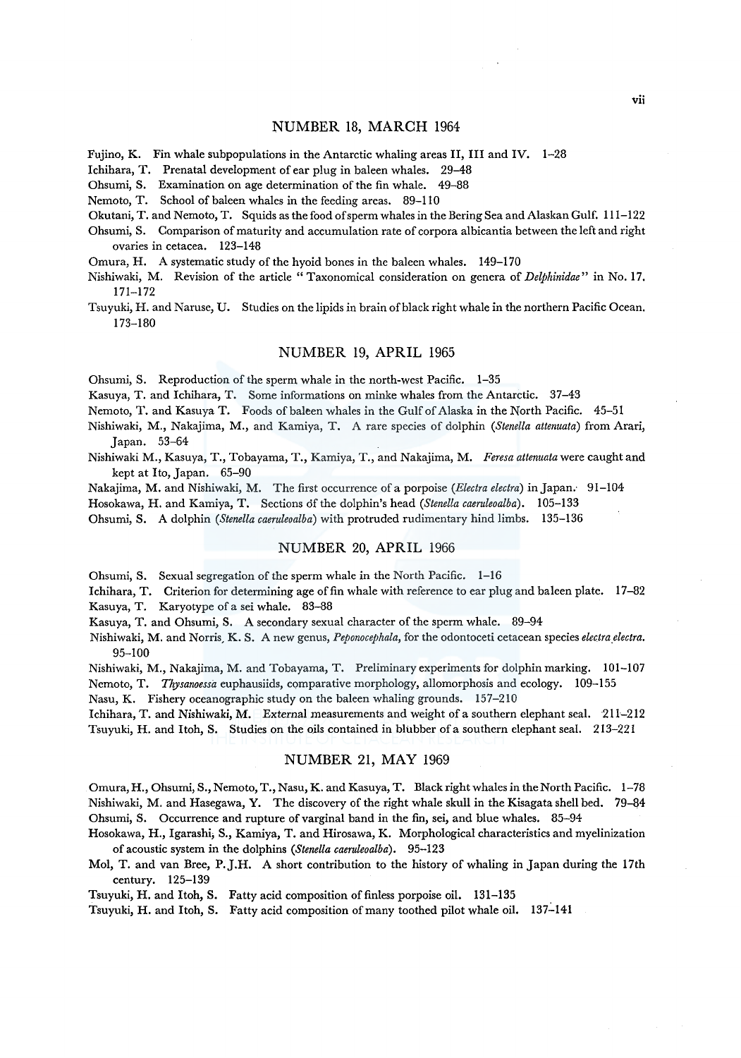## NUMBER 18, MARCH 1964

Fujino, K. Fin whale subpopulations in the Antarctic whaling areas II, III and IV. 1–28

Ichihara, T. Prenatal development of ear plug in baleen whales. 29–48

Ohsumi, S. Examination on age determination of the fin whale. 49–88

Nemoto, T. School of baleen whales in the feeding areas. 89–110

Okutani, T. and Nemoto, T. Squids as the food of sperm whales in the Bering Sea and Alaskan Gulf. 111–122

Ohsumi, S. Comparison of maturity and accumulation rate of corpora albicantia between the left and right ovaries in cetacea. 123–148

Omura, H. A systematic study of the hyoid bones in the baleen whales. 149–170

Nishiwaki, M. Revision of the article "Taxonomical consideration on genera of *Delphinidae*" in No. 17. 171–172

Tsuyuki, H. and Naruse, U. Studies on the lipids in brain of black right whale in the northern Pacific Ocean. 173–180

## NUMBER 19, APRIL 1965

Ohsumi, S. Reproduction of the sperm whale in the north-west Pacific. 1–35

Kasuya, T. and Ichihara, T. Some informations on minke whales from the Antarctic. 37–43

Nemoto, T. and Kasuya T. Foods of baleen whales in the Gulf of Alaska in the North Pacific. 45–51

Nishiwaki, M., Nakajima, M., and Kamiya, T. A rare species of dolphin (*Stenella attenuata*) from Arari, Japan. 53–64

Nishiwaki M., Kasuya, T., Tobayama, T., Kamiya, T., and Nakajima, M. *Feresa attenuata* were caught and kept at Ito, Japan. 65–90

Nakajima, M. and Nishiwaki, M. The first occurrence of a porpoise (*Electra electra*) in Japan. 91–104

Hosokawa, H. and Kamiya, T. Sections of the dolphin's head (*Stenella caeruleoalba*). 105–133

Ohsumi, S. A dolphin (*Stenella caeruleoalba*) with protruded rudimentary hind limbs. 135–136

## NUMBER 20, APRIL 1966

Ohsumi, S. Sexual segregation of the sperm whale in the North Pacific. 1–16

Ichihara, T. Criterion for determining age of fin whale with reference to ear plug and baleen plate. 17–82

Kasuya, T. Karyotype of a sei whale. 83–88

Kasuya, T. and Ohsumi, S. A secondary sexual character of the sperm whale. 89–94

Nishiwaki, M. and Norris, K. S. A new genus, *Peponocephala*, for the odontoceti cetacean species *electra electra*. 95–100

Nishiwaki, M., Nakajima, M. and Tobayama, T. Preliminary experiments for dolphin marking. 101–107

Nemoto, T. *Thysanoessa* euphausiids, comparative morphology, allomorphosis and ecology. 109–155

Nasu, K. Fishery oceanographic study on the baleen whaling grounds. 157–210

Ichihara, T. and Nishiwaki, M. External measurements and weight of a southern elephant seal. 211–212

Tsuyuki, H. and Itoh, S. Studies on the oils contained in blubber of a southern elephant seal. 213–221

## NUMBER 21, MAY 1969

Omura, H., Ohsumi, S., Nemoto, T., Nasu, K. and Kasuya, T. Black right whales in the North Pacific. 1–78

Nishiwaki, M. and Hasegawa, Y. The discovery of the right whale skull in the Kisagata shell bed. 79–84

Ohsumi, S. Occurrence and rupture of varginal band in the fin, sei, and blue whales. 85–94

Hosokawa, H., Igarashi, S., Kamiya, T. and Hirosawa, K. Morphological characteristics and myelinization of acoustic system in the dolphins (*Stenella caeruleoalba*). 95–123

Mol, T. and van Bree, P.J.H. A short contribution to the history of whaling in Japan during the 17th century. 125–139

Tsuyuki, H. and Itoh, S. Fatty acid composition of finless porpoise oil. 131–135

Tsuyuki, H. and Itoh, S. Fatty acid composition of many toothed pilot whale oil. 137–141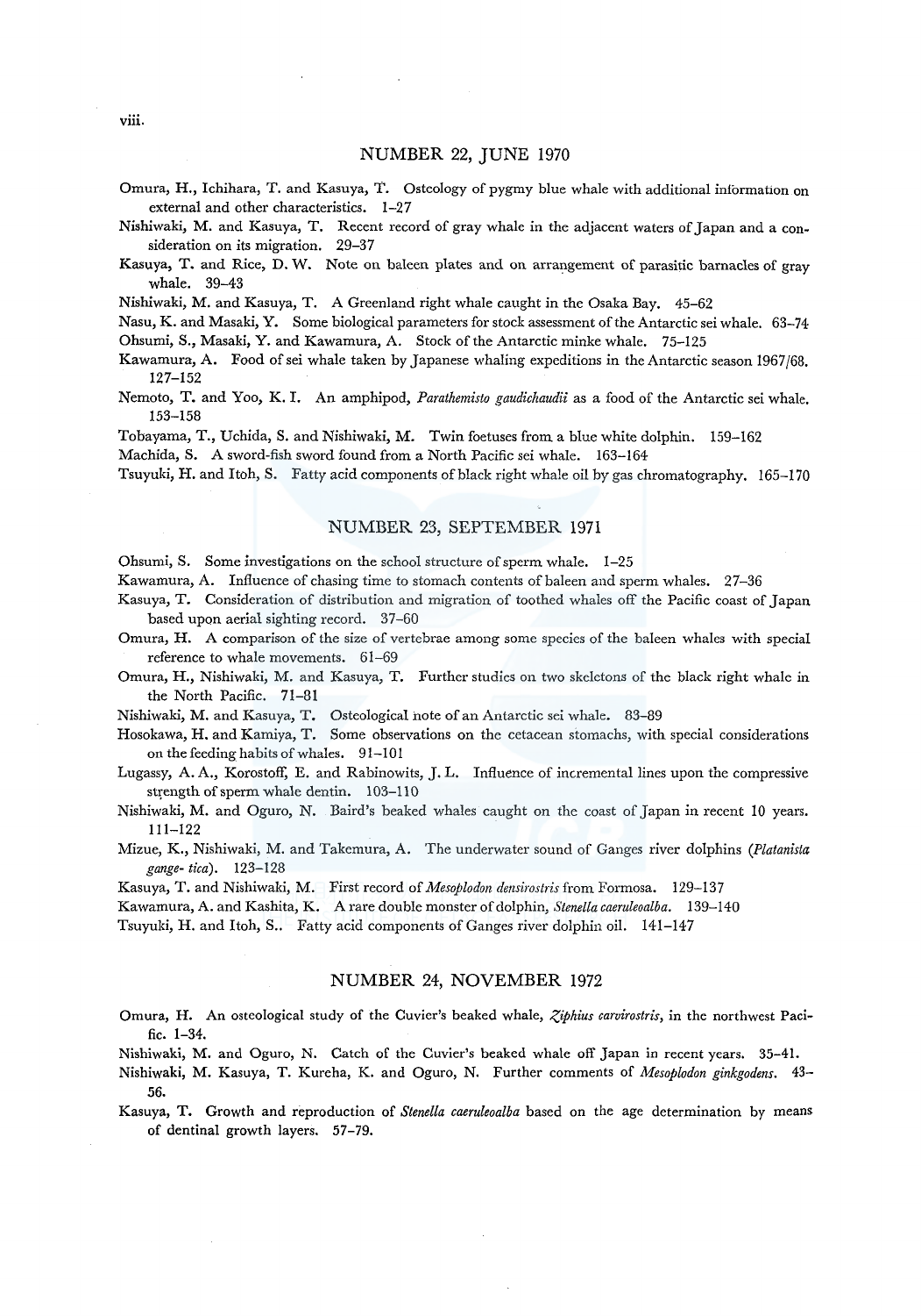## NUMBER 22, JUNE 1970

Omura, H., Ichihara, T. and Kasuya, T. Osteology of pygmy blue whale with additional information on external and other characteristics. 1–27

Nishiwaki, M. and Kasuya, T. Recent record of gray whale in the adjacent waters of Japan and a consideration on its migration. 29–37

Kasuya, T. and Rice, D. W. Note on baleen plates and on arrangement of parasitic barnacles of gray whale. 39–43

Nishiwaki, M. and Kasuya, T. A Greenland right whale caught in the Osaka Bay. 45–62

Nasu, K. and Masaki, Y. Some biological parameters for stock assessment of the Antarctic sei whale. 63–74

Ohsumi, S., Masaki, Y. and Kawamura, A. Stock of the Antarctic minke whale. 75–125

Kawamura, A. Food of sei whale taken by Japanese whaling expeditions in the Antarctic season 1967/68. 127–152

Nemoto, T. and Yoo, K. I. An amphipod, *Parathemisto gaudichaudii* as a food of the Antarctic sei whale. 153–158

Tobayama, T., Uchida, S. and Nishiwaki, M. Twin foetuses from a blue white dolphin. 159–162

Machida, S. A sword-fish sword found from a North Pacific sei whale. 163–164

Tsuyuki, H. and Itoh, S. Fatty acid components of black right whale oil by gas chromatography. 165–170

## NUMBER 23, SEPTEMBER 1971

Ohsumi, S. Some investigations on the school structure of sperm whale. 1–25

Kawamura, A. Influence of chasing time to stomach contents of baleen and sperm whales. 27–36

Kasuya, T. Consideration of distribution and migration of toothed whales off the Pacific coast of Japan based upon aerial sighting record. 37–60

Omura, H. A comparison of the size of vertebrae among some species of the baleen whales with special reference to whale movements. 61–69

Omura, H., Nishiwaki, M. and Kasuya, T. Further studies on two skeletons of the black right whale in the North Pacific. 71–81

Nishiwaki, M. and Kasuya, T. Osteological note of an Antarctic sei whale. 83–89

Hosokawa, H. and Kamiya, T. Some observations on the cetacean stomachs, with special considerations on the feeding habits of whales. 91–101

Lugassy, A. A., Korostoff, E. and Rabinowits, J. L. Influence of incremental lines upon the compressive strength of sperm whale dentin. 103–110

Nishiwaki, M. and Oguro, N. Baird's beaked whales caught on the coast of Japan in recent 10 years. 111–122

Mizue, K., Nishiwaki, M. and Takemura, A. The underwater sound of Ganges river dolphins (*Platanista gange- tica*). 123–128

Kasuya, T. and Nishiwaki, M. First record of *Mesoplodon densirostris* from Formosa. 129–137

Kawamura, A. and Kashita, K. A rare double monster of dolphin, *Stenella caeruleoalba*. 139–140

Tsuyuki, H. and Itoh, S.. Fatty acid components of Ganges river dolphin oil. 141–147

## NUMBER 24, NOVEMBER 1972

Omura, H. An osteological study of the Cuvier's beaked whale, *Ziphius carvirostris*, in the northwest Pacific. 1–34.

Nishiwaki, M. and Oguro, N. Catch of the Cuvier's beaked whale off Japan in recent years. 35–41.

Nishiwaki, M. Kasuya, T. Kureha, K. and Oguro, N. Further comments of *Mesoplodon ginkgodens*. 43–56.

Kasuya, T. Growth and reproduction of *Stenella caeruleoalba* based on the age determination by means of dentinal growth layers. 57–79.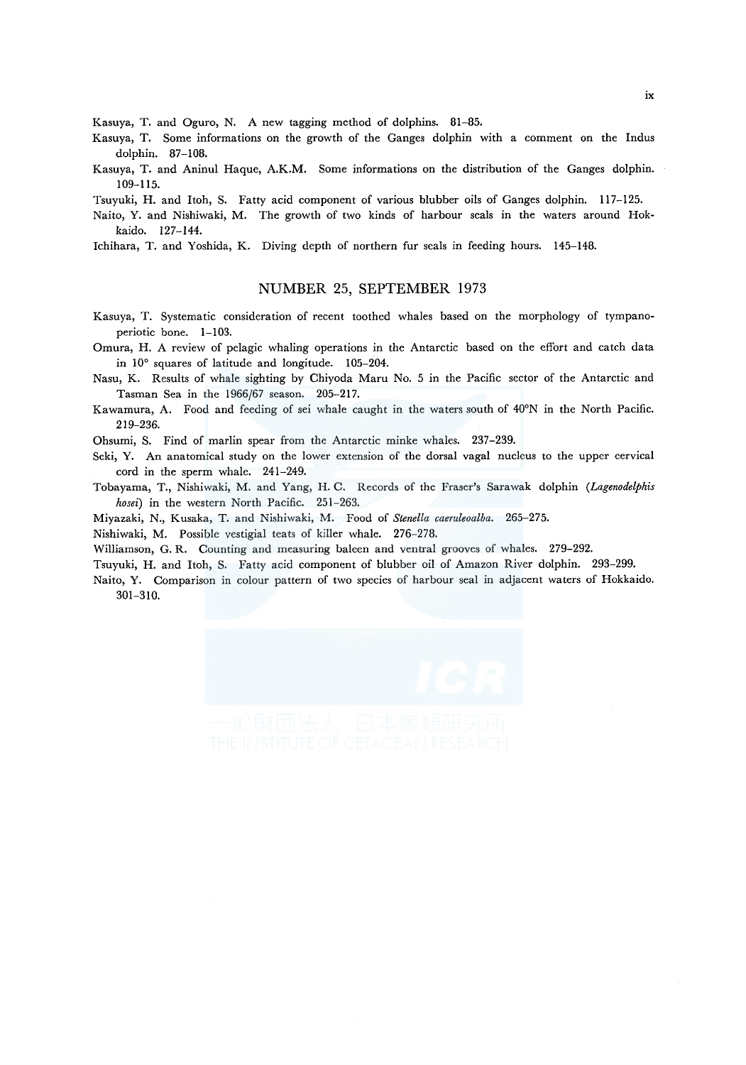Kasuya, T. and Oguro, N. A new tagging method of dolphins. 81–85.

Kasuya, T. Some informations on the growth of the Ganges dolphin with a comment on the Indus dolphin. 87–108.

Kasuya, T. and Aninul Haque, A.K.M. Some informations on the distribution of the Ganges dolphin. 109–115.

Tsuyuki, H. and Itoh, S. Fatty acid component of various blubber oils of Ganges dolphin. 117–125.

Naito, Y. and Nishiwaki, M. The growth of two kinds of harbour seals in the waters around Hokkaido. 127–144.

Ichihara, T. and Yoshida, K. Diving depth of northern fur seals in feeding hours. 145–148.

## NUMBER 25, SEPTEMBER 1973

Kasuya, T. Systematic consideration of recent toothed whales based on the morphology of tympano-periotic bone. 1–103.

Omura, H. A review of pelagic whaling operations in the Antarctic based on the effort and catch data in 10° squares of latitude and longitude. 105–204.

Nasu, K. Results of whale sighting by Chiyoda Maru No. 5 in the Pacific sector of the Antarctic and Tasman Sea in the 1966/67 season. 205–217.

Kawamura, A. Food and feeding of sei whale caught in the waters south of 40°N in the North Pacific. 219–236.

Ohsumi, S. Find of marlin spear from the Antarctic minke whales. 237–239.

Seki, Y. An anatomical study on the lower extension of the dorsal vagal nucleus to the upper cervical cord in the sperm whale. 241–249.

Tobayama, T., Nishiwaki, M. and Yang, H. C. Records of the Fraser's Sarawak dolphin (*Lagenodelphis hosei*) in the western North Pacific. 251–263.

Miyazaki, N., Kusaka, T. and Nishiwaki, M. Food of *Stenella caeruleoalba*. 265–275.

Nishiwaki, M. Possible vestigial teats of killer whale. 276–278.

Williamson, G. R. Counting and measuring baleen and ventral grooves of whales. 279–292.

Tsuyuki, H. and Itoh, S. Fatty acid component of blubber oil of Amazon River dolphin. 293–299.

Naito, Y. Comparison in colour pattern of two species of harbour seal in adjacent waters of Hokkaido. 301–310.